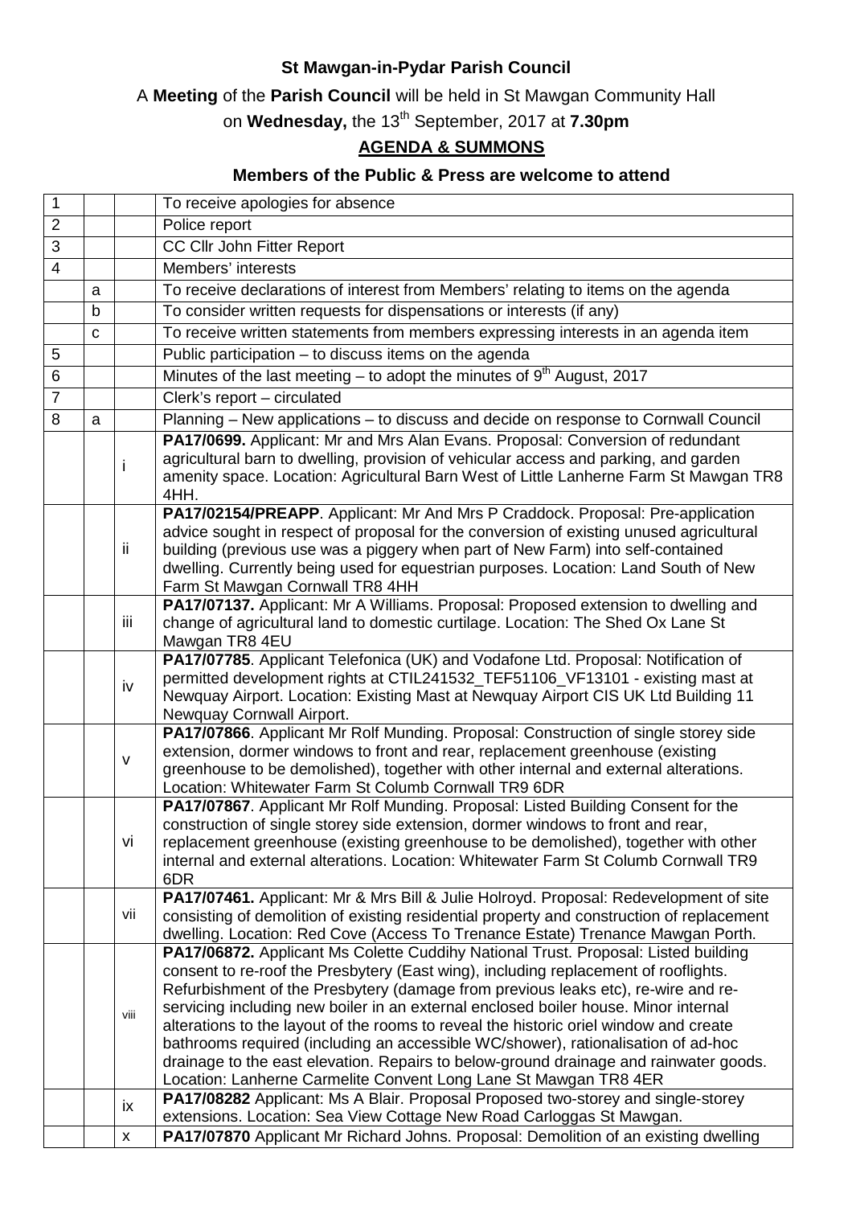# St Mawgan-in-Pydar Parish Council

A **Meeting** of the **Parish Council** will be held in St Mawgan Community Hall

on **Wednesday,** the 13th September, 2017 at **7.30pm**

## AGENDA & SUMMONS

### Members of the Public & Press are welcome to attend

| | | | |
|---|---|---|---|
| 1 | | | To receive apologies for absence |
| 2 | | | Police report |
| 3 | | | CC Cllr John Fitter Report |
| 4 | | | Members' interests |
| | a | | To receive declarations of interest from Members' relating to items on the agenda |
| | b | | To consider written requests for dispensations or interests (if any) |
| | c | | To receive written statements from members expressing interests in an agenda item |
| 5 | | | Public participation – to discuss items on the agenda |
| 6 | | | Minutes of the last meeting – to adopt the minutes of 9th August, 2017 |
| 7 | | | Clerk's report – circulated |
| 8 | a | | Planning – New applications – to discuss and decide on response to Cornwall Council |
| | | i | **PA17/0699.** Applicant: Mr and Mrs Alan Evans. Proposal: Conversion of redundant agricultural barn to dwelling, provision of vehicular access and parking, and garden amenity space. Location: Agricultural Barn West of Little Lanherne Farm St Mawgan TR8 4HH. |
| | | ii | **PA17/02154/PREAPP**. Applicant: Mr And Mrs P Craddock. Proposal: Pre-application advice sought in respect of proposal for the conversion of existing unused agricultural building (previous use was a piggery when part of New Farm) into self-contained dwelling. Currently being used for equestrian purposes. Location: Land South of New Farm St Mawgan Cornwall TR8 4HH |
| | | iii | **PA17/07137.** Applicant: Mr A Williams. Proposal: Proposed extension to dwelling and change of agricultural land to domestic curtilage. Location: The Shed Ox Lane St Mawgan TR8 4EU |
| | | iv | **PA17/07785**. Applicant Telefonica (UK) and Vodafone Ltd. Proposal: Notification of permitted development rights at CTIL241532_TEF51106_VF13101 - existing mast at Newquay Airport. Location: Existing Mast at Newquay Airport CIS UK Ltd Building 11 Newquay Cornwall Airport. |
| | | v | **PA17/07866**. Applicant Mr Rolf Munding. Proposal: Construction of single storey side extension, dormer windows to front and rear, replacement greenhouse (existing greenhouse to be demolished), together with other internal and external alterations. Location: Whitewater Farm St Columb Cornwall TR9 6DR |
| | | vi | **PA17/07867**. Applicant Mr Rolf Munding. Proposal: Listed Building Consent for the construction of single storey side extension, dormer windows to front and rear, replacement greenhouse (existing greenhouse to be demolished), together with other internal and external alterations. Location: Whitewater Farm St Columb Cornwall TR9 6DR |
| | | vii | **PA17/07461.** Applicant: Mr & Mrs Bill & Julie Holroyd. Proposal: Redevelopment of site consisting of demolition of existing residential property and construction of replacement dwelling. Location: Red Cove (Access To Trenance Estate) Trenance Mawgan Porth. |
| | | viii | **PA17/06872.** Applicant Ms Colette Cuddihy National Trust. Proposal: Listed building consent to re-roof the Presbytery (East wing), including replacement of rooflights. Refurbishment of the Presbytery (damage from previous leaks etc), re-wire and re-servicing including new boiler in an external enclosed boiler house. Minor internal alterations to the layout of the rooms to reveal the historic oriel window and create bathrooms required (including an accessible WC/shower), rationalisation of ad-hoc drainage to the east elevation. Repairs to below-ground drainage and rainwater goods. Location: Lanherne Carmelite Convent Long Lane St Mawgan TR8 4ER |
| | | ix | **PA17/08282** Applicant: Ms A Blair. Proposal Proposed two-storey and single-storey extensions. Location: Sea View Cottage New Road Carloggas St Mawgan. |
| | | x | **PA17/07870** Applicant Mr Richard Johns. Proposal: Demolition of an existing dwelling |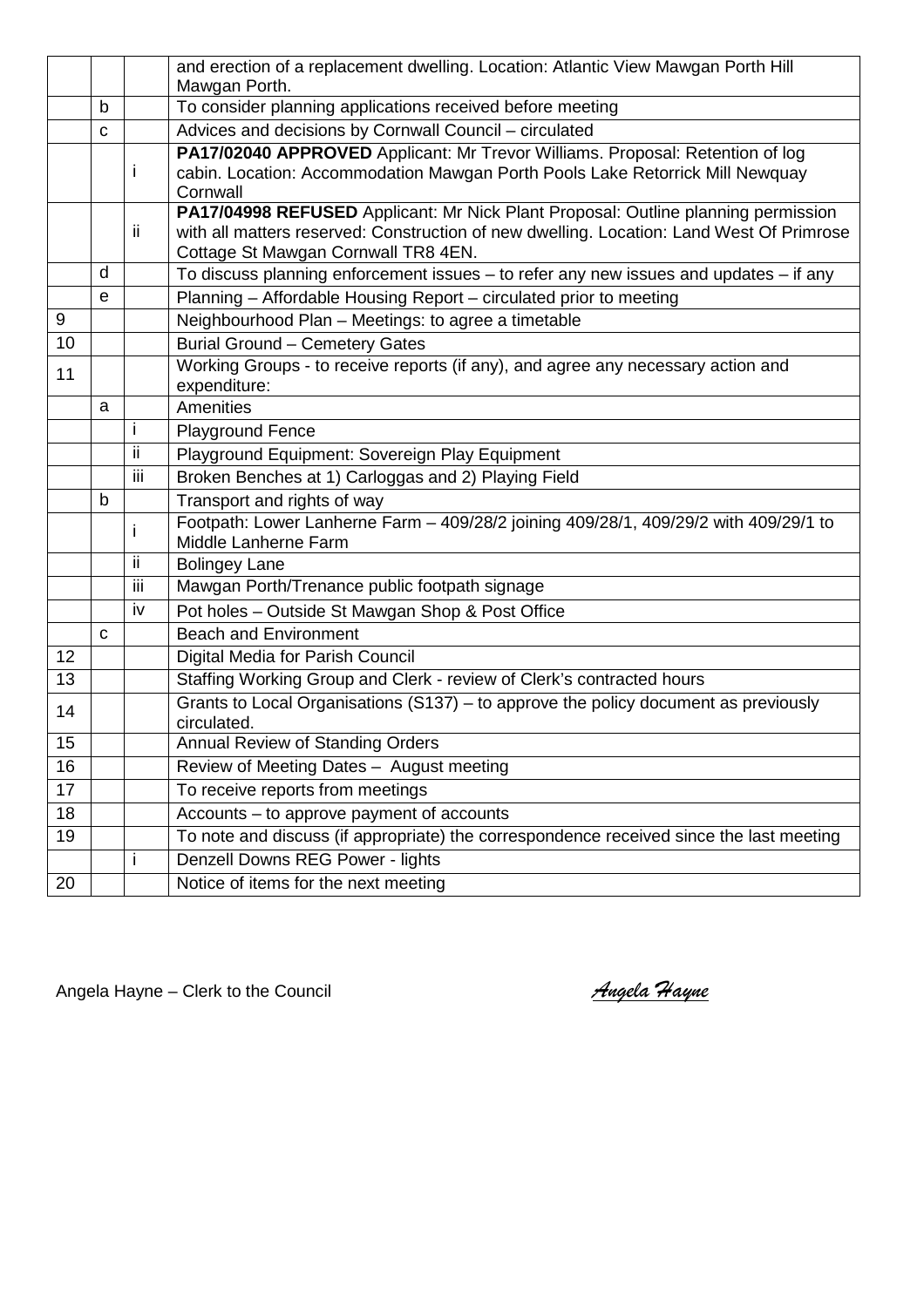| | | | |
|---|---|---|---|
| | | | and erection of a replacement dwelling. Location: Atlantic View Mawgan Porth Hill Mawgan Porth. |
| | b | | To consider planning applications received before meeting |
| | c | | Advices and decisions by Cornwall Council – circulated |
| | | i | **PA17/02040 APPROVED** Applicant: Mr Trevor Williams. Proposal: Retention of log cabin. Location: Accommodation Mawgan Porth Pools Lake Retorrick Mill Newquay Cornwall |
| | | ii | **PA17/04998 REFUSED** Applicant: Mr Nick Plant Proposal: Outline planning permission with all matters reserved: Construction of new dwelling. Location: Land West Of Primrose Cottage St Mawgan Cornwall TR8 4EN. |
| | d | | To discuss planning enforcement issues – to refer any new issues and updates – if any |
| | e | | Planning – Affordable Housing Report – circulated prior to meeting |
| 9 | | | Neighbourhood Plan – Meetings: to agree a timetable |
| 10 | | | Burial Ground – Cemetery Gates |
| 11 | | | Working Groups - to receive reports (if any), and agree any necessary action and expenditure: |
| | a | | Amenities |
| | | i | Playground Fence |
| | | ii | Playground Equipment: Sovereign Play Equipment |
| | | iii | Broken Benches at 1) Carloggas and 2) Playing Field |
| | b | | Transport and rights of way |
| | | i | Footpath: Lower Lanherne Farm – 409/28/2 joining 409/28/1, 409/29/2 with 409/29/1 to Middle Lanherne Farm |
| | | ii | Bolingey Lane |
| | | iii | Mawgan Porth/Trenance public footpath signage |
| | | iv | Pot holes – Outside St Mawgan Shop & Post Office |
| | c | | Beach and Environment |
| 12 | | | Digital Media for Parish Council |
| 13 | | | Staffing Working Group and Clerk - review of Clerk's contracted hours |
| 14 | | | Grants to Local Organisations (S137) – to approve the policy document as previously circulated. |
| 15 | | | Annual Review of Standing Orders |
| 16 | | | Review of Meeting Dates – August meeting |
| 17 | | | To receive reports from meetings |
| 18 | | | Accounts – to approve payment of accounts |
| 19 | | | To note and discuss (if appropriate) the correspondence received since the last meeting |
| | | i | Denzell Downs REG Power - lights |
| 20 | | | Notice of items for the next meeting |

Angela Hayne – Clerk to the Council *Angela Hayne*